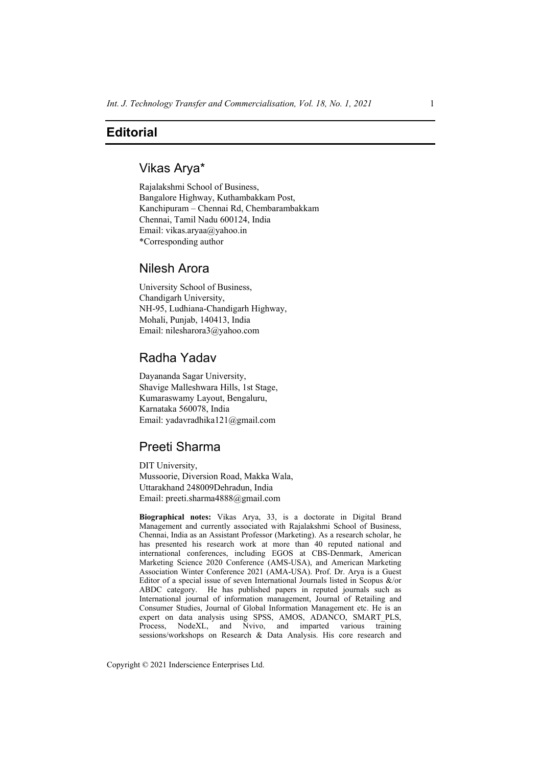# Editorial

## Vikas Arya*

Rajalakshmi School of Business,
Bangalore Highway, Kuthambakkam Post,
Kanchipuram – Chennai Rd, Chembarambakkam
Chennai, Tamil Nadu 600124, India
Email: vikas.aryaa@yahoo.in
*Corresponding author

## Nilesh Arora

University School of Business,
Chandigarh University,
NH-95, Ludhiana-Chandigarh Highway,
Mohali, Punjab, 140413, India
Email: nilesharora3@yahoo.com

## Radha Yadav

Dayananda Sagar University,
Shavige Malleshwara Hills, 1st Stage,
Kumaraswamy Layout, Bengaluru,
Karnataka 560078, India
Email: yadavradhika121@gmail.com

## Preeti Sharma

DIT University,
Mussoorie, Diversion Road, Makka Wala,
Uttarakhand 248009Dehradun, India
Email: preeti.sharma4888@gmail.com

**Biographical notes:** Vikas Arya, 33, is a doctorate in Digital Brand Management and currently associated with Rajalakshmi School of Business, Chennai, India as an Assistant Professor (Marketing). As a research scholar, he has presented his research work at more than 40 reputed national and international conferences, including EGOS at CBS-Denmark, American Marketing Science 2020 Conference (AMS-USA), and American Marketing Association Winter Conference 2021 (AMA-USA). Prof. Dr. Arya is a Guest Editor of a special issue of seven International Journals listed in Scopus &/or ABDC category. He has published papers in reputed journals such as International journal of information management, Journal of Retailing and Consumer Studies, Journal of Global Information Management etc. He is an expert on data analysis using SPSS, AMOS, ADANCO, SMART_PLS, Process, NodeXL, and Nvivo, and imparted various training sessions/workshops on Research & Data Analysis. His core research and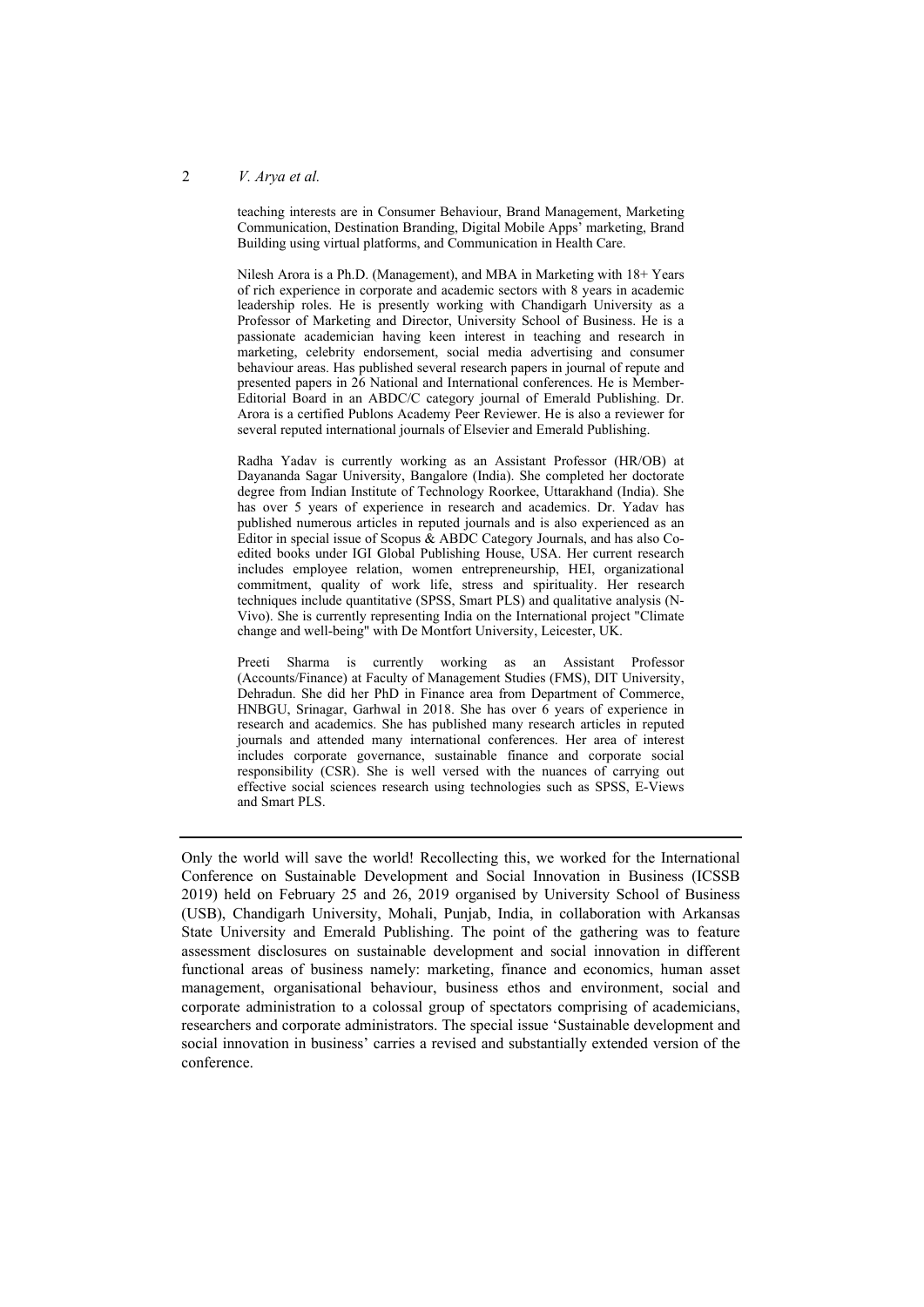teaching interests are in Consumer Behaviour, Brand Management, Marketing Communication, Destination Branding, Digital Mobile Apps' marketing, Brand Building using virtual platforms, and Communication in Health Care.

Nilesh Arora is a Ph.D. (Management), and MBA in Marketing with 18+ Years of rich experience in corporate and academic sectors with 8 years in academic leadership roles. He is presently working with Chandigarh University as a Professor of Marketing and Director, University School of Business. He is a passionate academician having keen interest in teaching and research in marketing, celebrity endorsement, social media advertising and consumer behaviour areas. Has published several research papers in journal of repute and presented papers in 26 National and International conferences. He is Member-Editorial Board in an ABDC/C category journal of Emerald Publishing. Dr. Arora is a certified Publons Academy Peer Reviewer. He is also a reviewer for several reputed international journals of Elsevier and Emerald Publishing.

Radha Yadav is currently working as an Assistant Professor (HR/OB) at Dayananda Sagar University, Bangalore (India). She completed her doctorate degree from Indian Institute of Technology Roorkee, Uttarakhand (India). She has over 5 years of experience in research and academics. Dr. Yadav has published numerous articles in reputed journals and is also experienced as an Editor in special issue of Scopus & ABDC Category Journals, and has also Co-edited books under IGI Global Publishing House, USA. Her current research includes employee relation, women entrepreneurship, HEI, organizational commitment, quality of work life, stress and spirituality. Her research techniques include quantitative (SPSS, Smart PLS) and qualitative analysis (N-Vivo). She is currently representing India on the International project "Climate change and well-being" with De Montfort University, Leicester, UK.

Preeti Sharma is currently working as an Assistant Professor (Accounts/Finance) at Faculty of Management Studies (FMS), DIT University, Dehradun. She did her PhD in Finance area from Department of Commerce, HNBGU, Srinagar, Garhwal in 2018. She has over 6 years of experience in research and academics. She has published many research articles in reputed journals and attended many international conferences. Her area of interest includes corporate governance, sustainable finance and corporate social responsibility (CSR). She is well versed with the nuances of carrying out effective social sciences research using technologies such as SPSS, E-Views and Smart PLS.

---

Only the world will save the world! Recollecting this, we worked for the International Conference on Sustainable Development and Social Innovation in Business (ICSSB 2019) held on February 25 and 26, 2019 organised by University School of Business (USB), Chandigarh University, Mohali, Punjab, India, in collaboration with Arkansas State University and Emerald Publishing. The point of the gathering was to feature assessment disclosures on sustainable development and social innovation in different functional areas of business namely: marketing, finance and economics, human asset management, organisational behaviour, business ethos and environment, social and corporate administration to a colossal group of spectators comprising of academicians, researchers and corporate administrators. The special issue 'Sustainable development and social innovation in business' carries a revised and substantially extended version of the conference.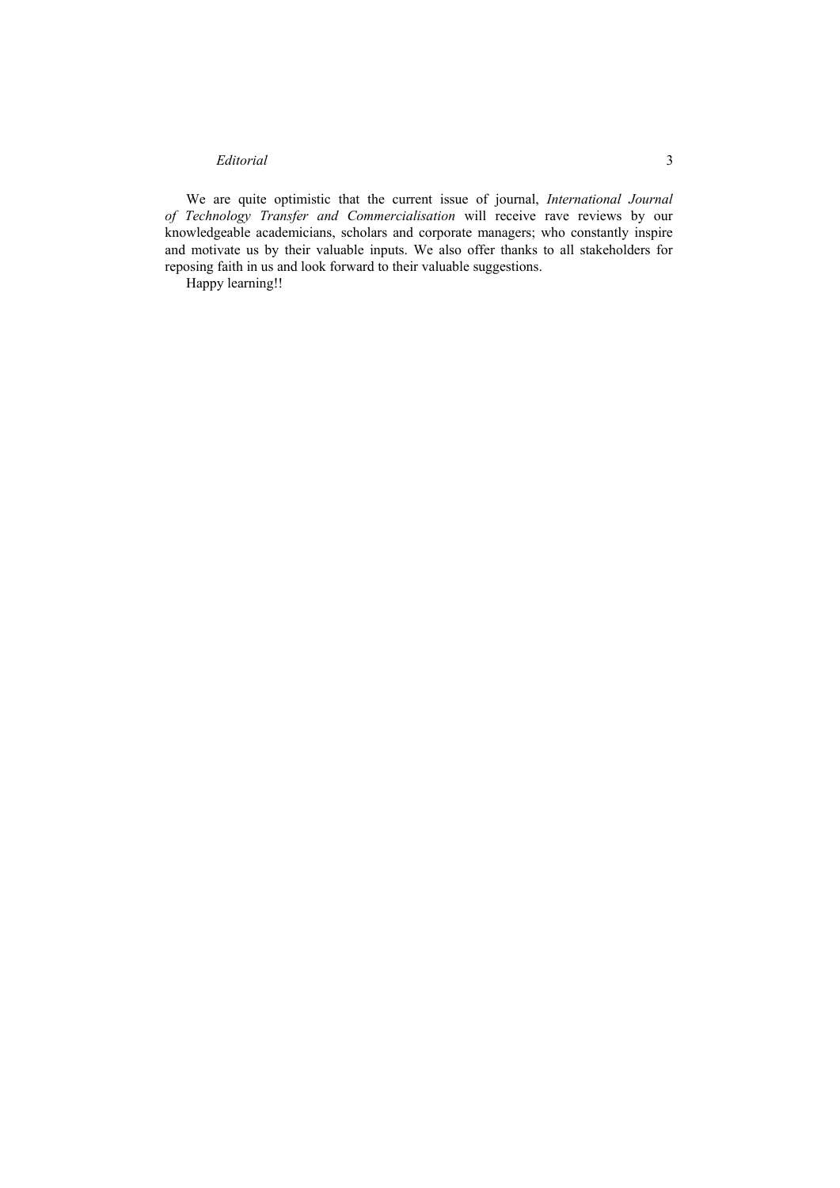We are quite optimistic that the current issue of journal, *International Journal of Technology Transfer and Commercialisation* will receive rave reviews by our knowledgeable academicians, scholars and corporate managers; who constantly inspire and motivate us by their valuable inputs. We also offer thanks to all stakeholders for reposing faith in us and look forward to their valuable suggestions.

Happy learning!!